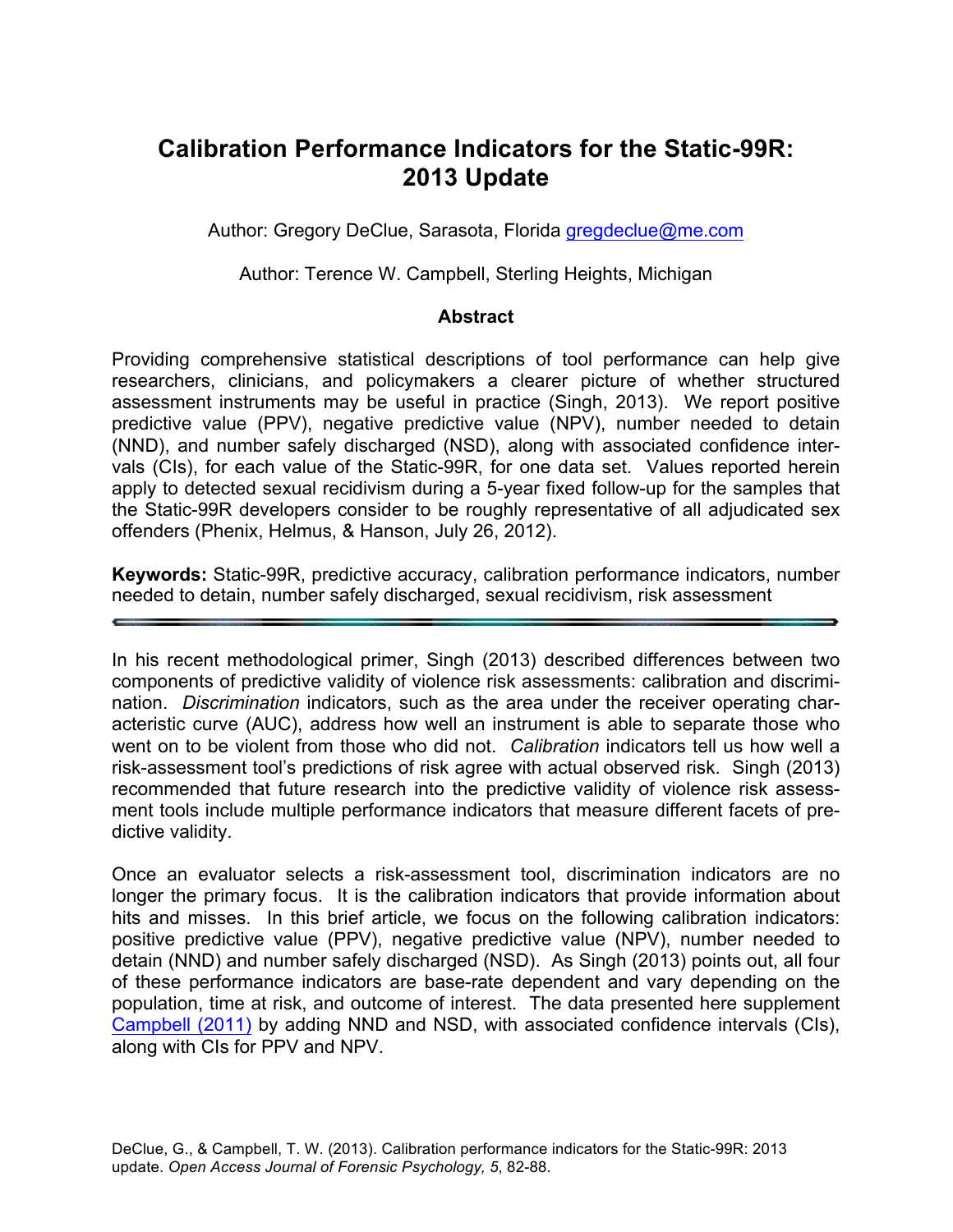# Calibration Performance Indicators for the Static-99R: 2013 Update

Author: Gregory DeClue, Sarasota, Florida gregdeclue@me.com

Author: Terence W. Campbell, Sterling Heights, Michigan

## Abstract

Providing comprehensive statistical descriptions of tool performance can help give researchers, clinicians, and policymakers a clearer picture of whether structured assessment instruments may be useful in practice (Singh, 2013). We report positive predictive value (PPV), negative predictive value (NPV), number needed to detain (NND), and number safely discharged (NSD), along with associated confidence intervals (CIs), for each value of the Static-99R, for one data set. Values reported herein apply to detected sexual recidivism during a 5-year fixed follow-up for the samples that the Static-99R developers consider to be roughly representative of all adjudicated sex offenders (Phenix, Helmus, & Hanson, July 26, 2012).

**Keywords:** Static-99R, predictive accuracy, calibration performance indicators, number needed to detain, number safely discharged, sexual recidivism, risk assessment

---

In his recent methodological primer, Singh (2013) described differences between two components of predictive validity of violence risk assessments: calibration and discrimination. *Discrimination* indicators, such as the area under the receiver operating characteristic curve (AUC), address how well an instrument is able to separate those who went on to be violent from those who did not. *Calibration* indicators tell us how well a risk-assessment tool's predictions of risk agree with actual observed risk. Singh (2013) recommended that future research into the predictive validity of violence risk assessment tools include multiple performance indicators that measure different facets of predictive validity.

Once an evaluator selects a risk-assessment tool, discrimination indicators are no longer the primary focus. It is the calibration indicators that provide information about hits and misses. In this brief article, we focus on the following calibration indicators: positive predictive value (PPV), negative predictive value (NPV), number needed to detain (NND) and number safely discharged (NSD). As Singh (2013) points out, all four of these performance indicators are base-rate dependent and vary depending on the population, time at risk, and outcome of interest. The data presented here supplement Campbell (2011) by adding NND and NSD, with associated confidence intervals (CIs), along with CIs for PPV and NPV.

DeClue, G., & Campbell, T. W. (2013). Calibration performance indicators for the Static-99R: 2013 update. *Open Access Journal of Forensic Psychology, 5*, 82-88.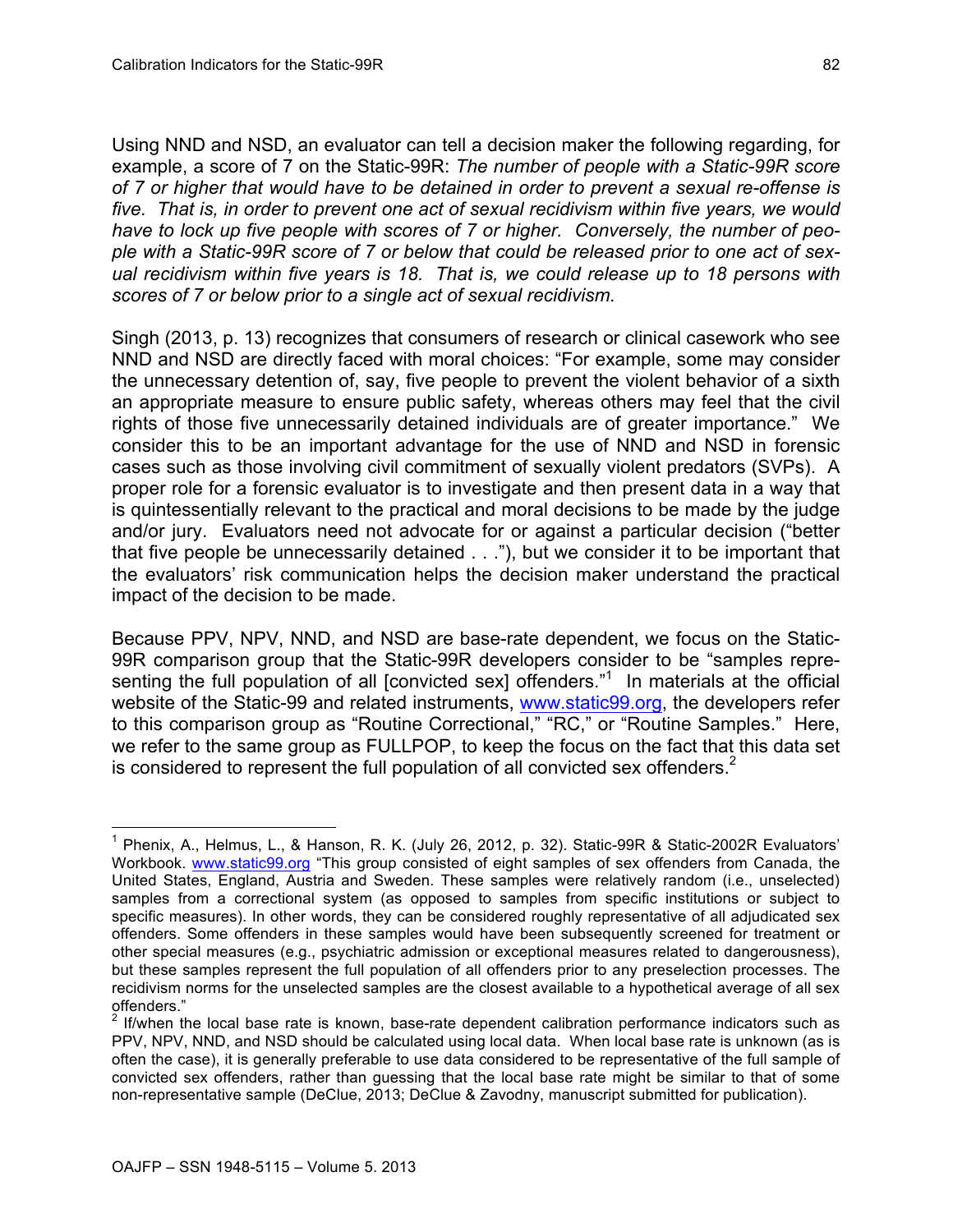Using NND and NSD, an evaluator can tell a decision maker the following regarding, for example, a score of 7 on the Static-99R: *The number of people with a Static-99R score of 7 or higher that would have to be detained in order to prevent a sexual re-offense is five. That is, in order to prevent one act of sexual recidivism within five years, we would have to lock up five people with scores of 7 or higher. Conversely, the number of people with a Static-99R score of 7 or below that could be released prior to one act of sexual recidivism within five years is 18. That is, we could release up to 18 persons with scores of 7 or below prior to a single act of sexual recidivism.*

Singh (2013, p. 13) recognizes that consumers of research or clinical casework who see NND and NSD are directly faced with moral choices: "For example, some may consider the unnecessary detention of, say, five people to prevent the violent behavior of a sixth an appropriate measure to ensure public safety, whereas others may feel that the civil rights of those five unnecessarily detained individuals are of greater importance." We consider this to be an important advantage for the use of NND and NSD in forensic cases such as those involving civil commitment of sexually violent predators (SVPs). A proper role for a forensic evaluator is to investigate and then present data in a way that is quintessentially relevant to the practical and moral decisions to be made by the judge and/or jury. Evaluators need not advocate for or against a particular decision ("better that five people be unnecessarily detained . . ."), but we consider it to be important that the evaluators' risk communication helps the decision maker understand the practical impact of the decision to be made.

Because PPV, NPV, NND, and NSD are base-rate dependent, we focus on the Static-99R comparison group that the Static-99R developers consider to be "samples representing the full population of all [convicted sex] offenders."[1] In materials at the official website of the Static-99 and related instruments, www.static99.org, the developers refer to this comparison group as "Routine Correctional," "RC," or "Routine Samples." Here, we refer to the same group as FULLPOP, to keep the focus on the fact that this data set is considered to represent the full population of all convicted sex offenders.[2]

---

[1] Phenix, A., Helmus, L., & Hanson, R. K. (July 26, 2012, p. 32). Static-99R & Static-2002R Evaluators' Workbook. www.static99.org "This group consisted of eight samples of sex offenders from Canada, the United States, England, Austria and Sweden. These samples were relatively random (i.e., unselected) samples from a correctional system (as opposed to samples from specific institutions or subject to specific measures). In other words, they can be considered roughly representative of all adjudicated sex offenders. Some offenders in these samples would have been subsequently screened for treatment or other special measures (e.g., psychiatric admission or exceptional measures related to dangerousness), but these samples represent the full population of all offenders prior to any preselection processes. The recidivism norms for the unselected samples are the closest available to a hypothetical average of all sex offenders."

[2] If/when the local base rate is known, base-rate dependent calibration performance indicators such as PPV, NPV, NND, and NSD should be calculated using local data. When local base rate is unknown (as is often the case), it is generally preferable to use data considered to be representative of the full sample of convicted sex offenders, rather than guessing that the local base rate might be similar to that of some non-representative sample (DeClue, 2013; DeClue & Zavodny, manuscript submitted for publication).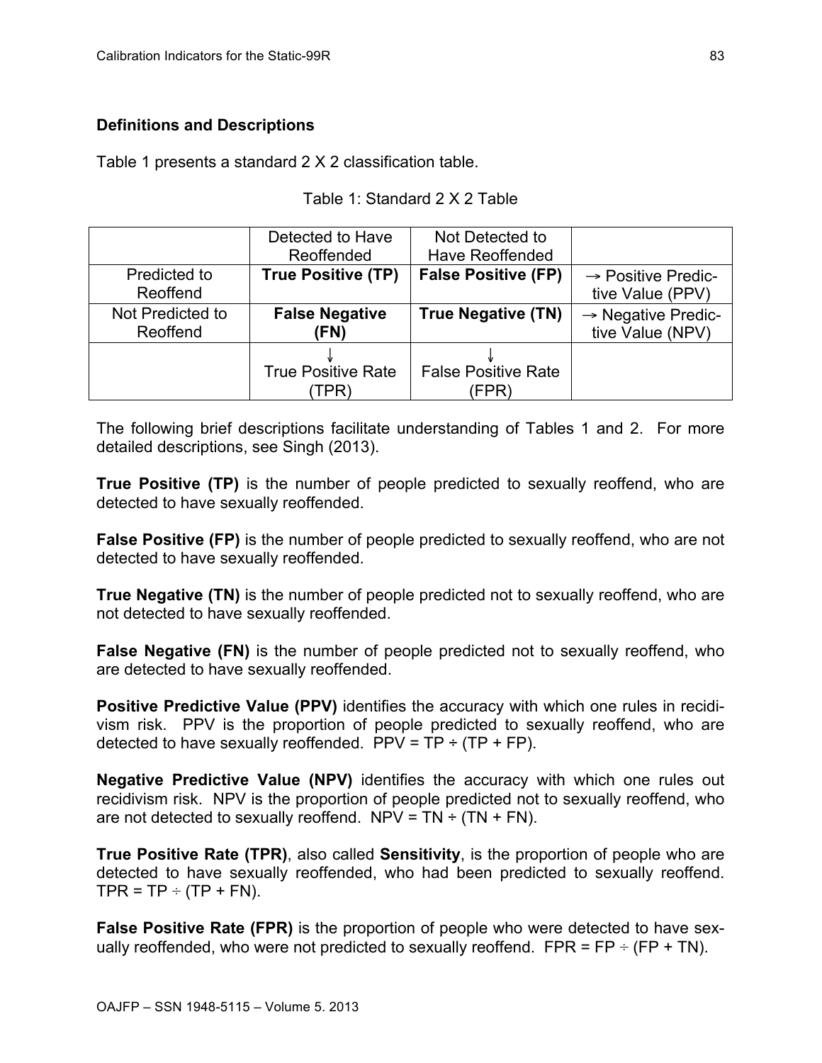### Definitions and Descriptions

Table 1 presents a standard 2 X 2 classification table.

Table 1: Standard 2 X 2 Table

| | Detected to Have Reoffended | Not Detected to Have Reoffended | |
|---|---|---|---|
| Predicted to Reoffend | **True Positive (TP)** | **False Positive (FP)** | → Positive Predictive Value (PPV) |
| Not Predicted to Reoffend | **False Negative (FN)** | **True Negative (TN)** | → Negative Predictive Value (NPV) |
| | ↓ True Positive Rate (TPR) | ↓ False Positive Rate (FPR) | |

The following brief descriptions facilitate understanding of Tables 1 and 2. For more detailed descriptions, see Singh (2013).

**True Positive (TP)** is the number of people predicted to sexually reoffend, who are detected to have sexually reoffended.

**False Positive (FP)** is the number of people predicted to sexually reoffend, who are not detected to have sexually reoffended.

**True Negative (TN)** is the number of people predicted not to sexually reoffend, who are not detected to have sexually reoffended.

**False Negative (FN)** is the number of people predicted not to sexually reoffend, who are detected to have sexually reoffended.

**Positive Predictive Value (PPV)** identifies the accuracy with which one rules in recidivism risk. PPV is the proportion of people predicted to sexually reoffend, who are detected to have sexually reoffended. PPV = TP ÷ (TP + FP).

**Negative Predictive Value (NPV)** identifies the accuracy with which one rules out recidivism risk. NPV is the proportion of people predicted not to sexually reoffend, who are not detected to sexually reoffend. NPV = TN ÷ (TN + FN).

**True Positive Rate (TPR)**, also called **Sensitivity**, is the proportion of people who are detected to have sexually reoffended, who had been predicted to sexually reoffend. TPR = TP ÷ (TP + FN).

**False Positive Rate (FPR)** is the proportion of people who were detected to have sexually reoffended, who were not predicted to sexually reoffend. FPR = FP ÷ (FP + TN).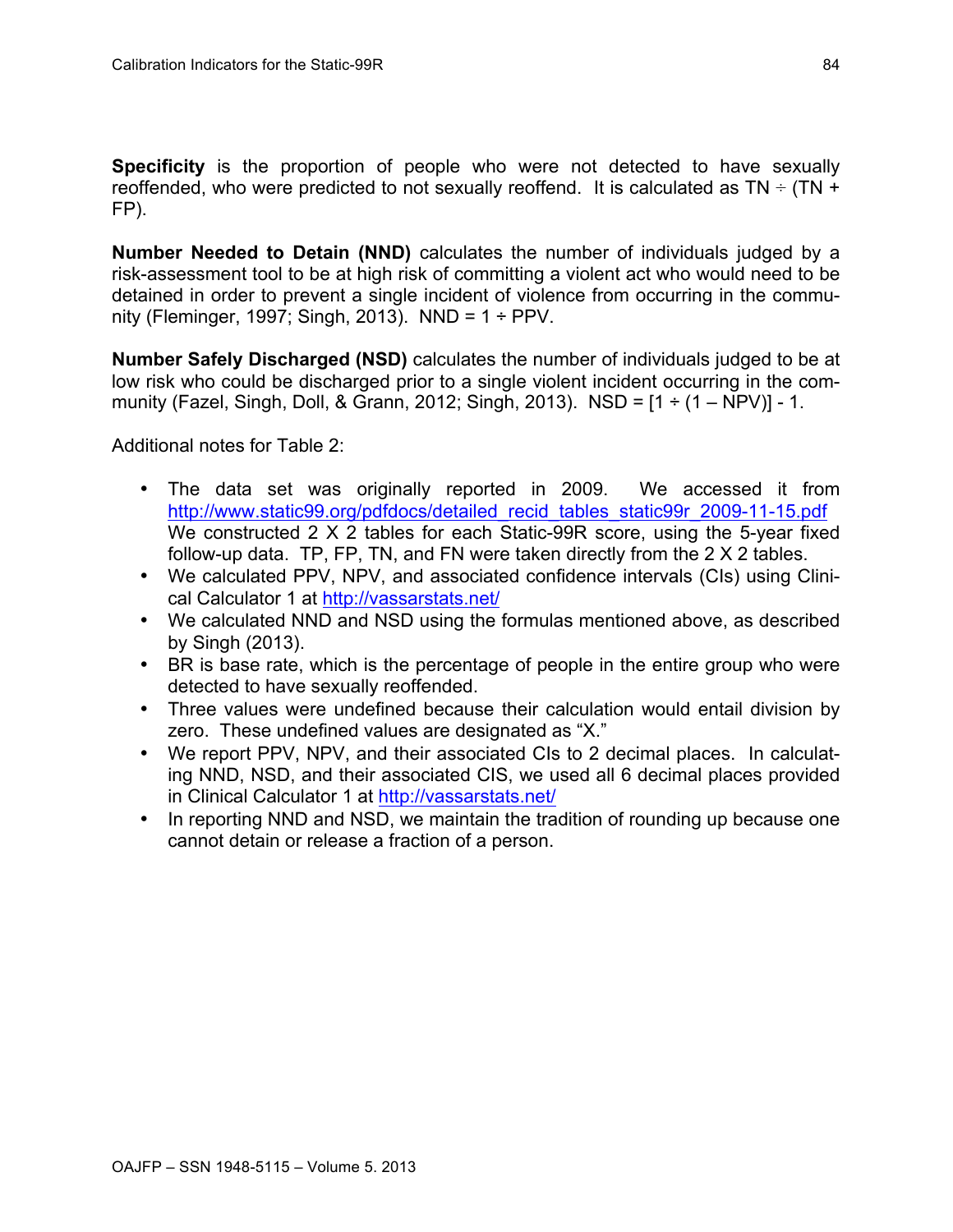**Specificity** is the proportion of people who were not detected to have sexually reoffended, who were predicted to not sexually reoffend. It is calculated as TN ÷ (TN + FP).

**Number Needed to Detain (NND)** calculates the number of individuals judged by a risk-assessment tool to be at high risk of committing a violent act who would need to be detained in order to prevent a single incident of violence from occurring in the community (Fleminger, 1997; Singh, 2013). NND = 1 ÷ PPV.

**Number Safely Discharged (NSD)** calculates the number of individuals judged to be at low risk who could be discharged prior to a single violent incident occurring in the community (Fazel, Singh, Doll, & Grann, 2012; Singh, 2013). NSD = [1 ÷ (1 – NPV)] - 1.

Additional notes for Table 2:

- The data set was originally reported in 2009. We accessed it from http://www.static99.org/pdfdocs/detailed_recid_tables_static99r_2009-11-15.pdf We constructed 2 X 2 tables for each Static-99R score, using the 5-year fixed follow-up data. TP, FP, TN, and FN were taken directly from the 2 X 2 tables.
- We calculated PPV, NPV, and associated confidence intervals (CIs) using Clinical Calculator 1 at http://vassarstats.net/
- We calculated NND and NSD using the formulas mentioned above, as described by Singh (2013).
- BR is base rate, which is the percentage of people in the entire group who were detected to have sexually reoffended.
- Three values were undefined because their calculation would entail division by zero. These undefined values are designated as "X."
- We report PPV, NPV, and their associated CIs to 2 decimal places. In calculating NND, NSD, and their associated CIS, we used all 6 decimal places provided in Clinical Calculator 1 at http://vassarstats.net/
- In reporting NND and NSD, we maintain the tradition of rounding up because one cannot detain or release a fraction of a person.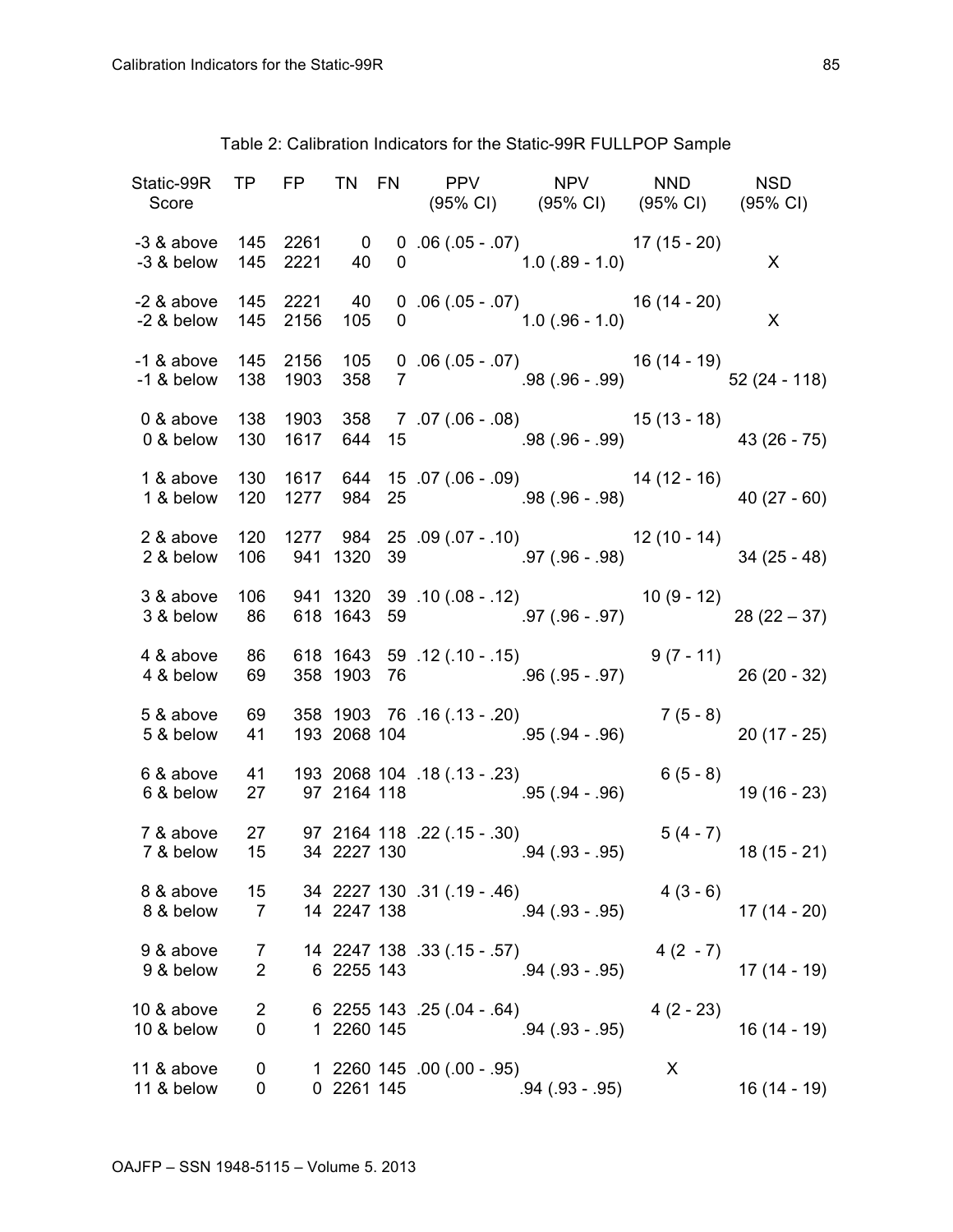Table 2: Calibration Indicators for the Static-99R FULLPOP Sample

| Static-99R Score | TP | FP | TN | FN | PPV (95% CI) | NPV (95% CI) | NND (95% CI) | NSD (95% CI) |
|---|---|---|---|---|---|---|---|---|
| -3 & above | 145 | 2261 | 0 | 0 | .06 (.05 - .07) | | 17 (15 - 20) | |
| -3 & below | 145 | 2221 | 40 | 0 | | 1.0 (.89 - 1.0) | | X |
| -2 & above | 145 | 2221 | 40 | 0 | .06 (.05 - .07) | | 16 (14 - 20) | |
| -2 & below | 145 | 2156 | 105 | 0 | | 1.0 (.96 - 1.0) | | X |
| -1 & above | 145 | 2156 | 105 | 0 | .06 (.05 - .07) | | 16 (14 - 19) | |
| -1 & below | 138 | 1903 | 358 | 7 | | .98 (.96 - .99) | | 52 (24 - 118) |
| 0 & above | 138 | 1903 | 358 | 7 | .07 (.06 - .08) | | 15 (13 - 18) | |
| 0 & below | 130 | 1617 | 644 | 15 | | .98 (.96 - .99) | | 43 (26 - 75) |
| 1 & above | 130 | 1617 | 644 | 15 | .07 (.06 - .09) | | 14 (12 - 16) | |
| 1 & below | 120 | 1277 | 984 | 25 | | .98 (.96 - .98) | | 40 (27 - 60) |
| 2 & above | 120 | 1277 | 984 | 25 | .09 (.07 - .10) | | 12 (10 - 14) | |
| 2 & below | 106 | 941 | 1320 | 39 | | .97 (.96 - .98) | | 34 (25 - 48) |
| 3 & above | 106 | 941 | 1320 | 39 | .10 (.08 - .12) | | 10 (9 - 12) | |
| 3 & below | 86 | 618 | 1643 | 59 | | .97 (.96 - .97) | | 28 (22 – 37) |
| 4 & above | 86 | 618 | 1643 | 59 | .12 (.10 - .15) | | 9 (7 - 11) | |
| 4 & below | 69 | 358 | 1903 | 76 | | .96 (.95 - .97) | | 26 (20 - 32) |
| 5 & above | 69 | 358 | 1903 | 76 | .16 (.13 - .20) | | 7 (5 - 8) | |
| 5 & below | 41 | 193 | 2068 | 104 | | .95 (.94 - .96) | | 20 (17 - 25) |
| 6 & above | 41 | 193 | 2068 | 104 | .18 (.13 - .23) | | 6 (5 - 8) | |
| 6 & below | 27 | 97 | 2164 | 118 | | .95 (.94 - .96) | | 19 (16 - 23) |
| 7 & above | 27 | 97 | 2164 | 118 | .22 (.15 - .30) | | 5 (4 - 7) | |
| 7 & below | 15 | 34 | 2227 | 130 | | .94 (.93 - .95) | | 18 (15 - 21) |
| 8 & above | 15 | 34 | 2227 | 130 | .31 (.19 - .46) | | 4 (3 - 6) | |
| 8 & below | 7 | 14 | 2247 | 138 | | .94 (.93 - .95) | | 17 (14 - 20) |
| 9 & above | 7 | 14 | 2247 | 138 | .33 (.15 - .57) | | 4 (2 - 7) | |
| 9 & below | 2 | 6 | 2255 | 143 | | .94 (.93 - .95) | | 17 (14 - 19) |
| 10 & above | 2 | 6 | 2255 | 143 | .25 (.04 - .64) | | 4 (2 - 23) | |
| 10 & below | 0 | 1 | 2260 | 145 | | .94 (.93 - .95) | | 16 (14 - 19) |
| 11 & above | 0 | 1 | 2260 | 145 | .00 (.00 - .95) | | X | |
| 11 & below | 0 | 0 | 2261 | 145 | | .94 (.93 - .95) | | 16 (14 - 19) |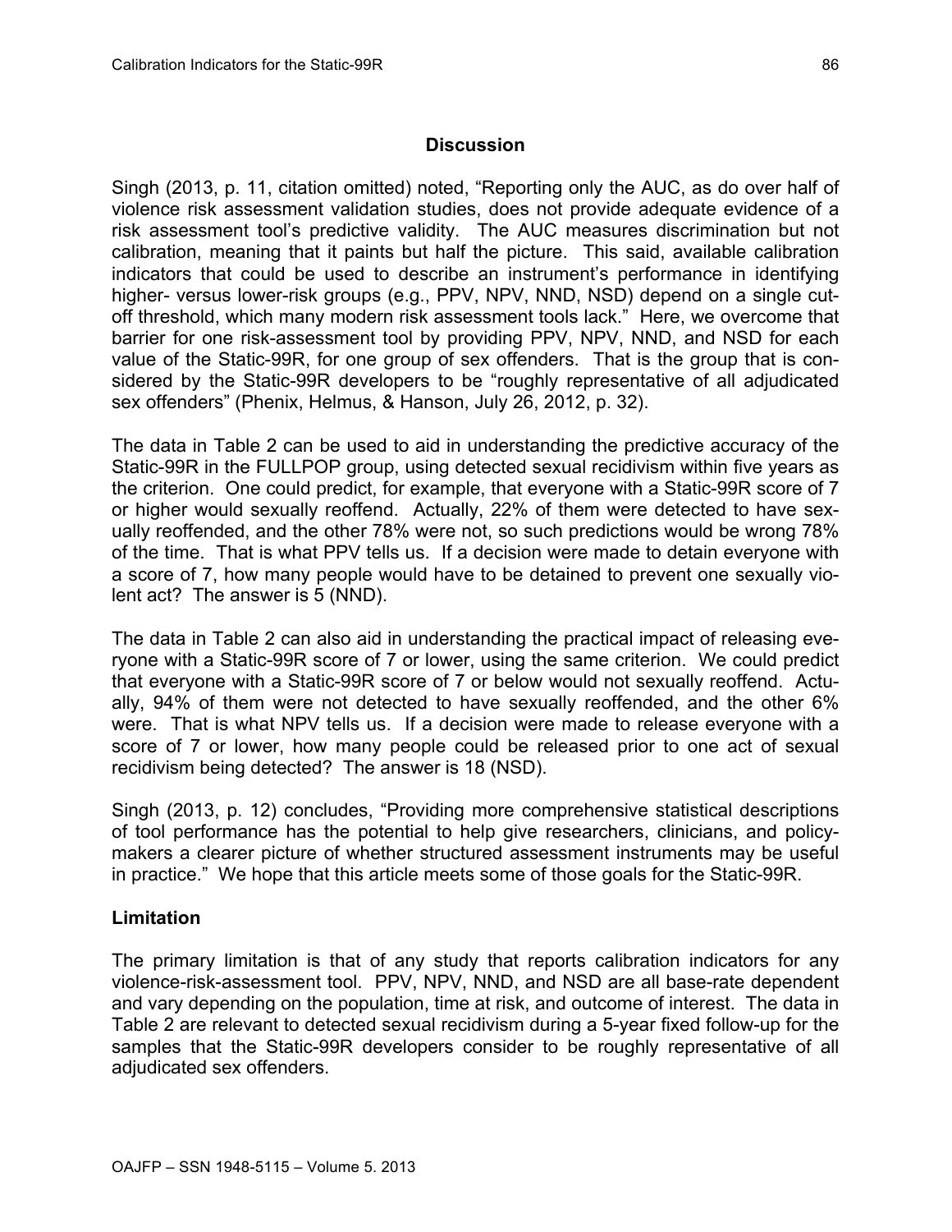## Discussion

Singh (2013, p. 11, citation omitted) noted, "Reporting only the AUC, as do over half of violence risk assessment validation studies, does not provide adequate evidence of a risk assessment tool's predictive validity. The AUC measures discrimination but not calibration, meaning that it paints but half the picture. This said, available calibration indicators that could be used to describe an instrument's performance in identifying higher- versus lower-risk groups (e.g., PPV, NPV, NND, NSD) depend on a single cut-off threshold, which many modern risk assessment tools lack." Here, we overcome that barrier for one risk-assessment tool by providing PPV, NPV, NND, and NSD for each value of the Static-99R, for one group of sex offenders. That is the group that is considered by the Static-99R developers to be "roughly representative of all adjudicated sex offenders" (Phenix, Helmus, & Hanson, July 26, 2012, p. 32).

The data in Table 2 can be used to aid in understanding the predictive accuracy of the Static-99R in the FULLPOP group, using detected sexual recidivism within five years as the criterion. One could predict, for example, that everyone with a Static-99R score of 7 or higher would sexually reoffend. Actually, 22% of them were detected to have sexually reoffended, and the other 78% were not, so such predictions would be wrong 78% of the time. That is what PPV tells us. If a decision were made to detain everyone with a score of 7, how many people would have to be detained to prevent one sexually violent act? The answer is 5 (NND).

The data in Table 2 can also aid in understanding the practical impact of releasing everyone with a Static-99R score of 7 or lower, using the same criterion. We could predict that everyone with a Static-99R score of 7 or below would not sexually reoffend. Actually, 94% of them were not detected to have sexually reoffended, and the other 6% were. That is what NPV tells us. If a decision were made to release everyone with a score of 7 or lower, how many people could be released prior to one act of sexual recidivism being detected? The answer is 18 (NSD).

Singh (2013, p. 12) concludes, "Providing more comprehensive statistical descriptions of tool performance has the potential to help give researchers, clinicians, and policy-makers a clearer picture of whether structured assessment instruments may be useful in practice." We hope that this article meets some of those goals for the Static-99R.

### Limitation

The primary limitation is that of any study that reports calibration indicators for any violence-risk-assessment tool. PPV, NPV, NND, and NSD are all base-rate dependent and vary depending on the population, time at risk, and outcome of interest. The data in Table 2 are relevant to detected sexual recidivism during a 5-year fixed follow-up for the samples that the Static-99R developers consider to be roughly representative of all adjudicated sex offenders.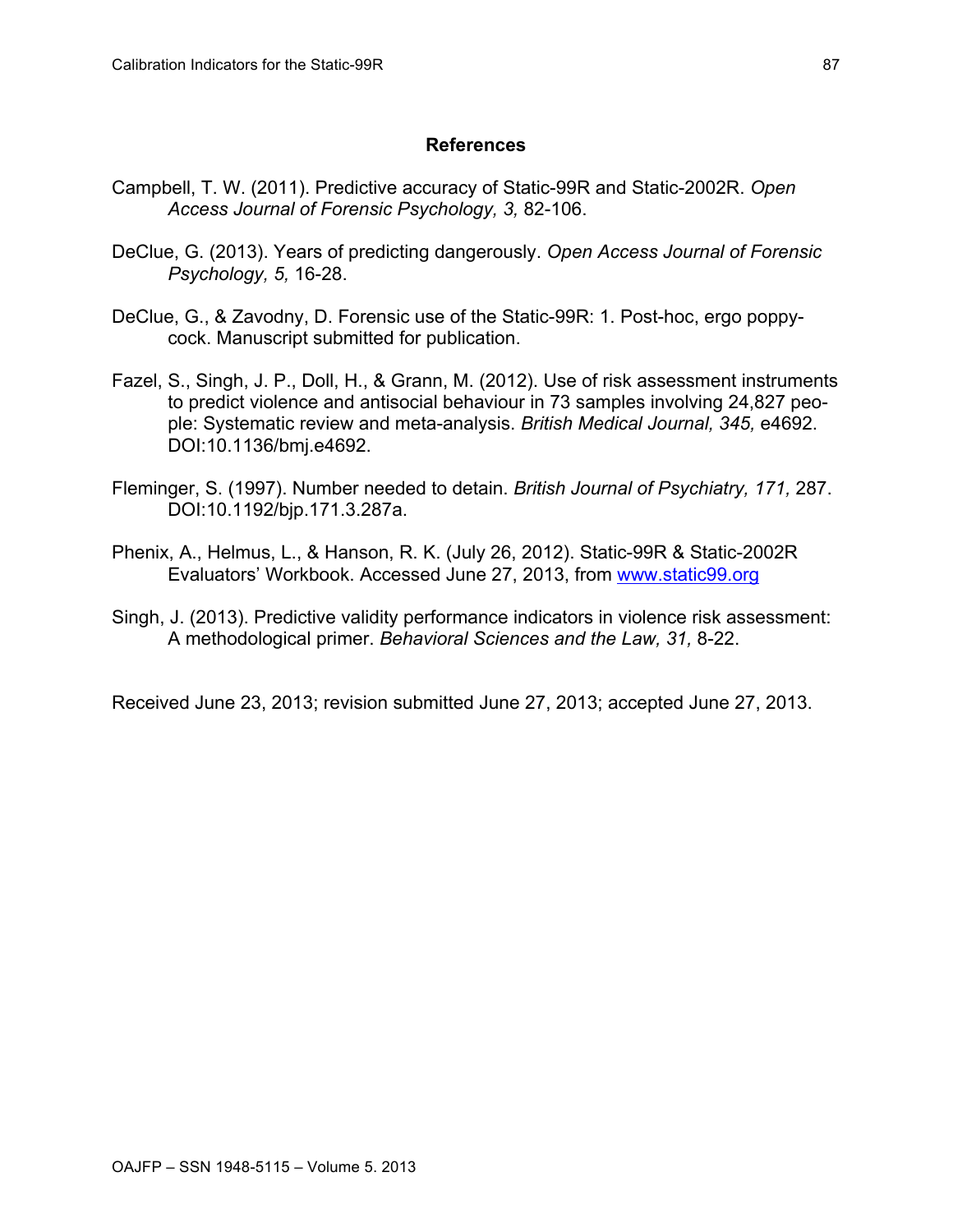## References

Campbell, T. W. (2011). Predictive accuracy of Static-99R and Static-2002R. *Open Access Journal of Forensic Psychology, 3,* 82-106.

DeClue, G. (2013). Years of predicting dangerously. *Open Access Journal of Forensic Psychology, 5,* 16-28.

DeClue, G., & Zavodny, D. Forensic use of the Static-99R: 1. Post-hoc, ergo poppy-cock. Manuscript submitted for publication.

Fazel, S., Singh, J. P., Doll, H., & Grann, M. (2012). Use of risk assessment instruments to predict violence and antisocial behaviour in 73 samples involving 24,827 people: Systematic review and meta-analysis. *British Medical Journal, 345,* e4692. DOI:10.1136/bmj.e4692.

Fleminger, S. (1997). Number needed to detain. *British Journal of Psychiatry, 171,* 287. DOI:10.1192/bjp.171.3.287a.

Phenix, A., Helmus, L., & Hanson, R. K. (July 26, 2012). Static-99R & Static-2002R Evaluators' Workbook. Accessed June 27, 2013, from www.static99.org

Singh, J. (2013). Predictive validity performance indicators in violence risk assessment: A methodological primer. *Behavioral Sciences and the Law, 31,* 8-22.

Received June 23, 2013; revision submitted June 27, 2013; accepted June 27, 2013.